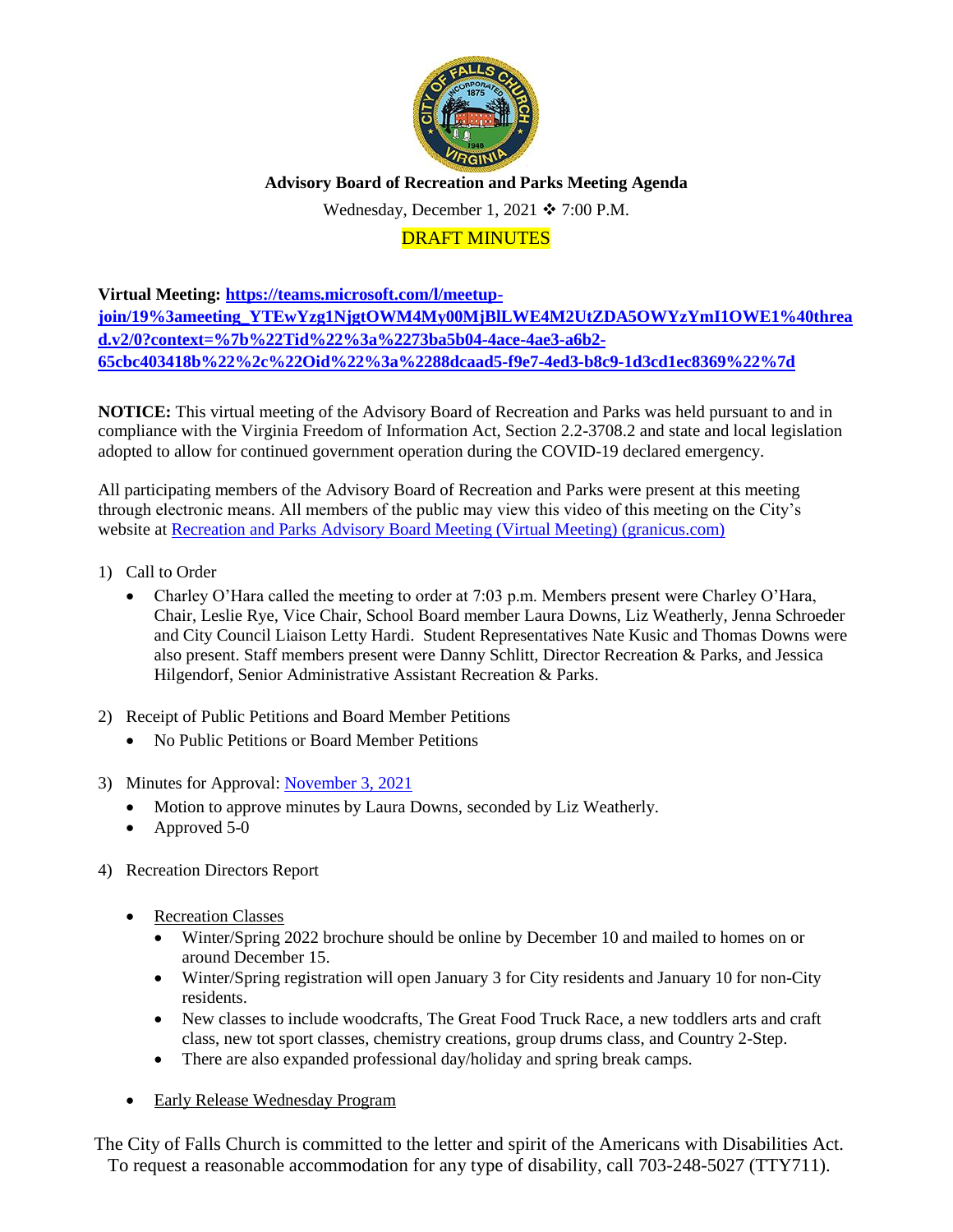**Advisory Board of Recreation and Parks Meeting Agenda**

Wednesday, December 1, 2021 ❖ 7:00 P.M.

DRAFT MINUTES

**Virtual Meeting: [https://teams.microsoft.com/l/meetup-join/19%3ameeting_YTEwYzg1NjgtOWM4My00MjBlLWE4M2UtZDA5OWYzYmI1OWE1%40thread.v2/0?context=%7b%22Tid%22%3a%2273ba5b04-4ace-4ae3-a6b2-65cbc403418b%22%2c%22Oid%22%3a%2288dcaad5-f9e7-4ed3-b8c9-1d3cd1ec8369%22%7d](https://teams.microsoft.com/l/meetup-join/19%3ameeting_YTEwYzg1NjgtOWM4My00MjBlLWE4M2UtZDA5OWYzYmI1OWE1%40thread.v2/0?context=%7b%22Tid%22%3a%2273ba5b04-4ace-4ae3-a6b2-65cbc403418b%22%2c%22Oid%22%3a%2288dcaad5-f9e7-4ed3-b8c9-1d3cd1ec8369%22%7d)**

**NOTICE:** This virtual meeting of the Advisory Board of Recreation and Parks was held pursuant to and in compliance with the Virginia Freedom of Information Act, Section 2.2-3708.2 and state and local legislation adopted to allow for continued government operation during the COVID-19 declared emergency.

All participating members of the Advisory Board of Recreation and Parks were present at this meeting through electronic means. All members of the public may view this video of this meeting on the City's website at Recreation and Parks Advisory Board Meeting (Virtual Meeting) (granicus.com)

1) Call to Order
   - Charley O'Hara called the meeting to order at 7:03 p.m. Members present were Charley O'Hara, Chair, Leslie Rye, Vice Chair, School Board member Laura Downs, Liz Weatherly, Jenna Schroeder and City Council Liaison Letty Hardi. Student Representatives Nate Kusic and Thomas Downs were also present. Staff members present were Danny Schlitt, Director Recreation & Parks, and Jessica Hilgendorf, Senior Administrative Assistant Recreation & Parks.

2) Receipt of Public Petitions and Board Member Petitions
   - No Public Petitions or Board Member Petitions

3) Minutes for Approval: November 3, 2021
   - Motion to approve minutes by Laura Downs, seconded by Liz Weatherly.
   - Approved 5-0

4) Recreation Directors Report

   - Recreation Classes
     - Winter/Spring 2022 brochure should be online by December 10 and mailed to homes on or around December 15.
     - Winter/Spring registration will open January 3 for City residents and January 10 for non-City residents.
     - New classes to include woodcrafts, The Great Food Truck Race, a new toddlers arts and craft class, new tot sport classes, chemistry creations, group drums class, and Country 2-Step.
     - There are also expanded professional day/holiday and spring break camps.

   - Early Release Wednesday Program

The City of Falls Church is committed to the letter and spirit of the Americans with Disabilities Act. To request a reasonable accommodation for any type of disability, call 703-248-5027 (TTY711).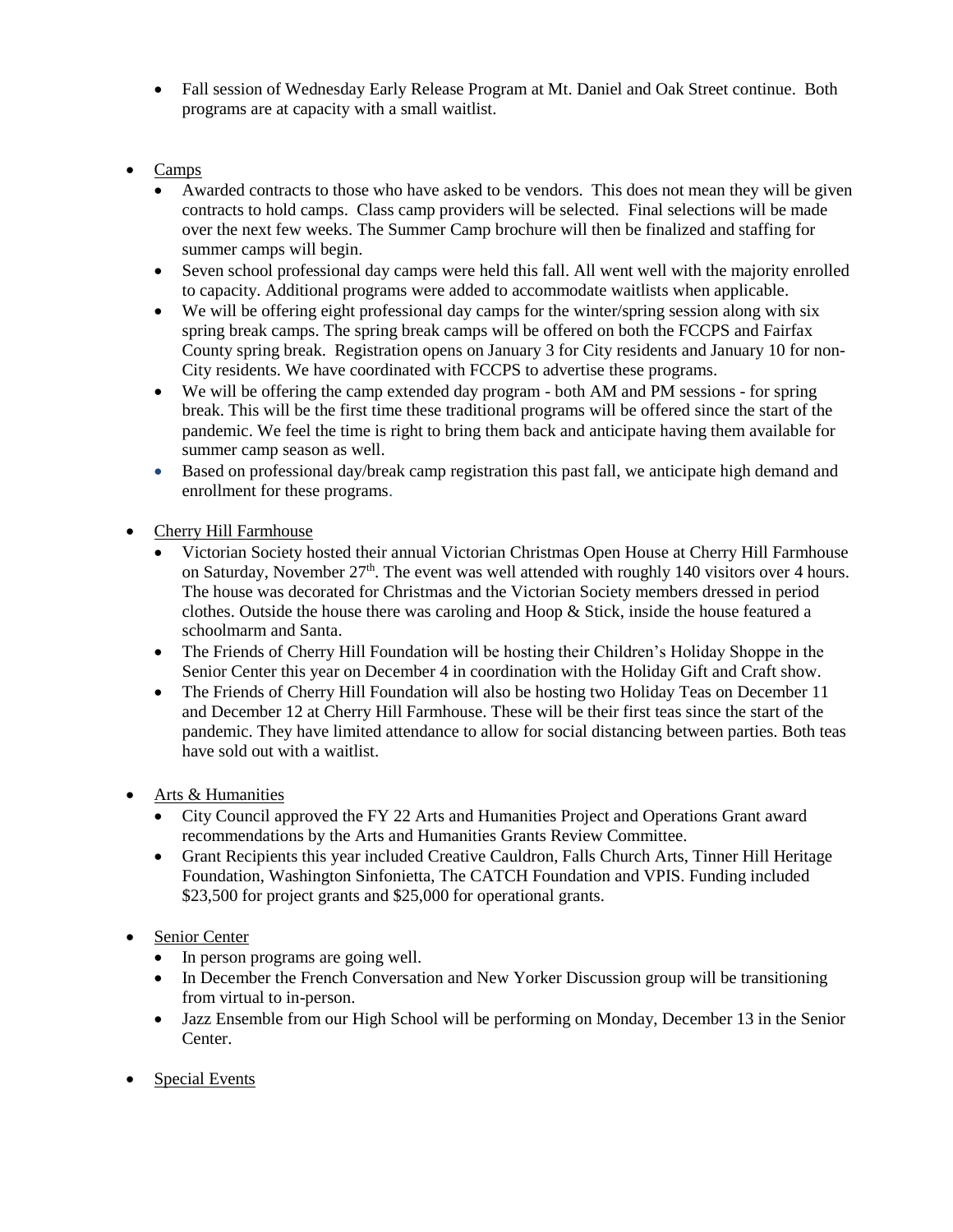- Fall session of Wednesday Early Release Program at Mt. Daniel and Oak Street continue. Both programs are at capacity with a small waitlist.

- Camps
  - Awarded contracts to those who have asked to be vendors. This does not mean they will be given contracts to hold camps. Class camp providers will be selected. Final selections will be made over the next few weeks. The Summer Camp brochure will then be finalized and staffing for summer camps will begin.
  - Seven school professional day camps were held this fall. All went well with the majority enrolled to capacity. Additional programs were added to accommodate waitlists when applicable.
  - We will be offering eight professional day camps for the winter/spring session along with six spring break camps. The spring break camps will be offered on both the FCCPS and Fairfax County spring break. Registration opens on January 3 for City residents and January 10 for non-City residents. We have coordinated with FCCPS to advertise these programs.
  - We will be offering the camp extended day program - both AM and PM sessions - for spring break. This will be the first time these traditional programs will be offered since the start of the pandemic. We feel the time is right to bring them back and anticipate having them available for summer camp season as well.
  - Based on professional day/break camp registration this past fall, we anticipate high demand and enrollment for these programs.

- Cherry Hill Farmhouse
  - Victorian Society hosted their annual Victorian Christmas Open House at Cherry Hill Farmhouse on Saturday, November 27th. The event was well attended with roughly 140 visitors over 4 hours. The house was decorated for Christmas and the Victorian Society members dressed in period clothes. Outside the house there was caroling and Hoop & Stick, inside the house featured a schoolmarm and Santa.
  - The Friends of Cherry Hill Foundation will be hosting their Children's Holiday Shoppe in the Senior Center this year on December 4 in coordination with the Holiday Gift and Craft show.
  - The Friends of Cherry Hill Foundation will also be hosting two Holiday Teas on December 11 and December 12 at Cherry Hill Farmhouse. These will be their first teas since the start of the pandemic. They have limited attendance to allow for social distancing between parties. Both teas have sold out with a waitlist.

- Arts & Humanities
  - City Council approved the FY 22 Arts and Humanities Project and Operations Grant award recommendations by the Arts and Humanities Grants Review Committee.
  - Grant Recipients this year included Creative Cauldron, Falls Church Arts, Tinner Hill Heritage Foundation, Washington Sinfonietta, The CATCH Foundation and VPIS. Funding included $23,500 for project grants and $25,000 for operational grants.

- Senior Center
  - In person programs are going well.
  - In December the French Conversation and New Yorker Discussion group will be transitioning from virtual to in-person.
  - Jazz Ensemble from our High School will be performing on Monday, December 13 in the Senior Center.

- Special Events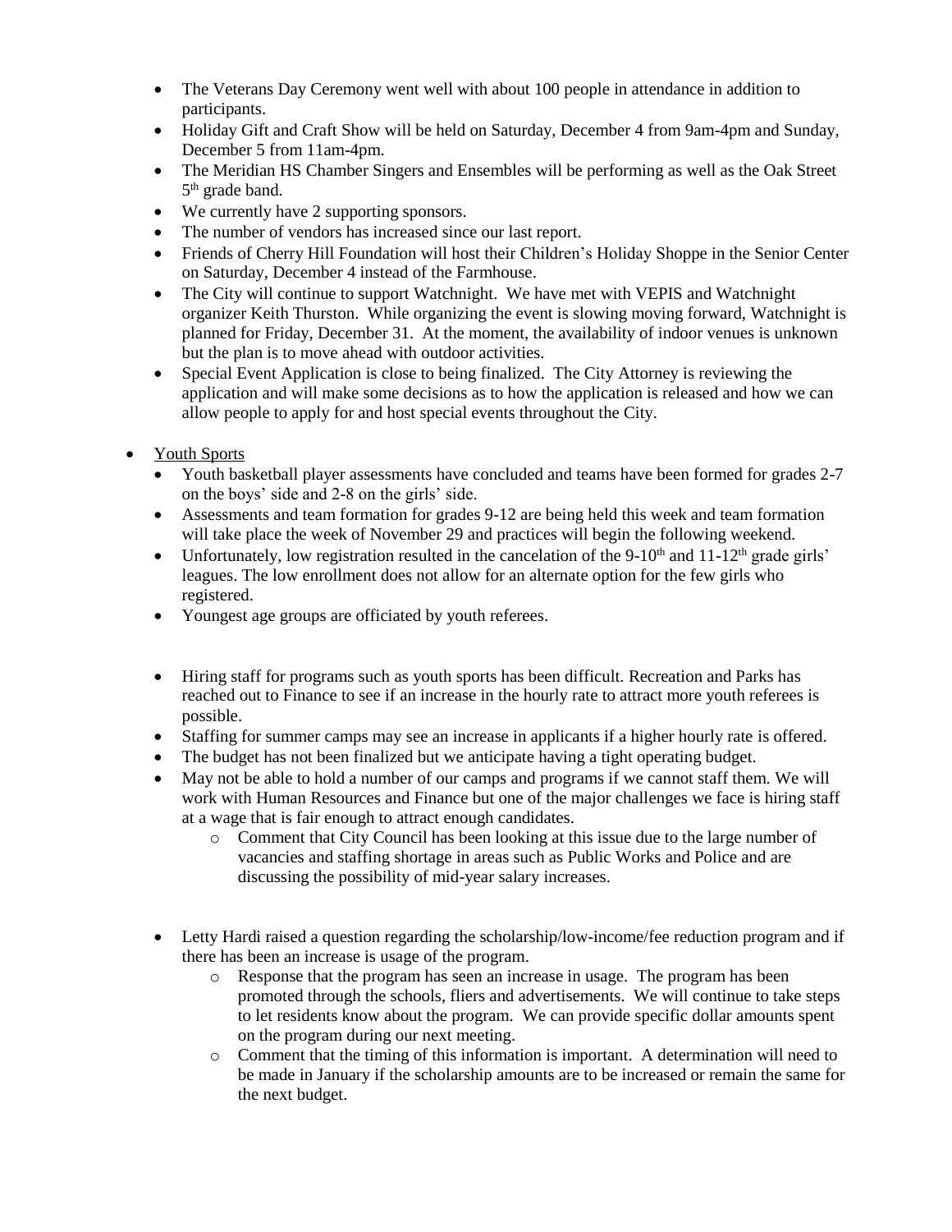- The Veterans Day Ceremony went well with about 100 people in attendance in addition to participants.
- Holiday Gift and Craft Show will be held on Saturday, December 4 from 9am-4pm and Sunday, December 5 from 11am-4pm.
- The Meridian HS Chamber Singers and Ensembles will be performing as well as the Oak Street 5th grade band.
- We currently have 2 supporting sponsors.
- The number of vendors has increased since our last report.
- Friends of Cherry Hill Foundation will host their Children's Holiday Shoppe in the Senior Center on Saturday, December 4 instead of the Farmhouse.
- The City will continue to support Watchnight. We have met with VEPIS and Watchnight organizer Keith Thurston. While organizing the event is slowing moving forward, Watchnight is planned for Friday, December 31. At the moment, the availability of indoor venues is unknown but the plan is to move ahead with outdoor activities.
- Special Event Application is close to being finalized. The City Attorney is reviewing the application and will make some decisions as to how the application is released and how we can allow people to apply for and host special events throughout the City.

- <u>Youth Sports</u>
  - Youth basketball player assessments have concluded and teams have been formed for grades 2-7 on the boys' side and 2-8 on the girls' side.
  - Assessments and team formation for grades 9-12 are being held this week and team formation will take place the week of November 29 and practices will begin the following weekend.
  - Unfortunately, low registration resulted in the cancelation of the 9-10th and 11-12th grade girls' leagues. The low enrollment does not allow for an alternate option for the few girls who registered.
  - Youngest age groups are officiated by youth referees.

  - Hiring staff for programs such as youth sports has been difficult. Recreation and Parks has reached out to Finance to see if an increase in the hourly rate to attract more youth referees is possible.
  - Staffing for summer camps may see an increase in applicants if a higher hourly rate is offered.
  - The budget has not been finalized but we anticipate having a tight operating budget.
  - May not be able to hold a number of our camps and programs if we cannot staff them. We will work with Human Resources and Finance but one of the major challenges we face is hiring staff at a wage that is fair enough to attract enough candidates.
    - Comment that City Council has been looking at this issue due to the large number of vacancies and staffing shortage in areas such as Public Works and Police and are discussing the possibility of mid-year salary increases.

  - Letty Hardi raised a question regarding the scholarship/low-income/fee reduction program and if there has been an increase is usage of the program.
    - Response that the program has seen an increase in usage. The program has been promoted through the schools, fliers and advertisements. We will continue to take steps to let residents know about the program. We can provide specific dollar amounts spent on the program during our next meeting.
    - Comment that the timing of this information is important. A determination will need to be made in January if the scholarship amounts are to be increased or remain the same for the next budget.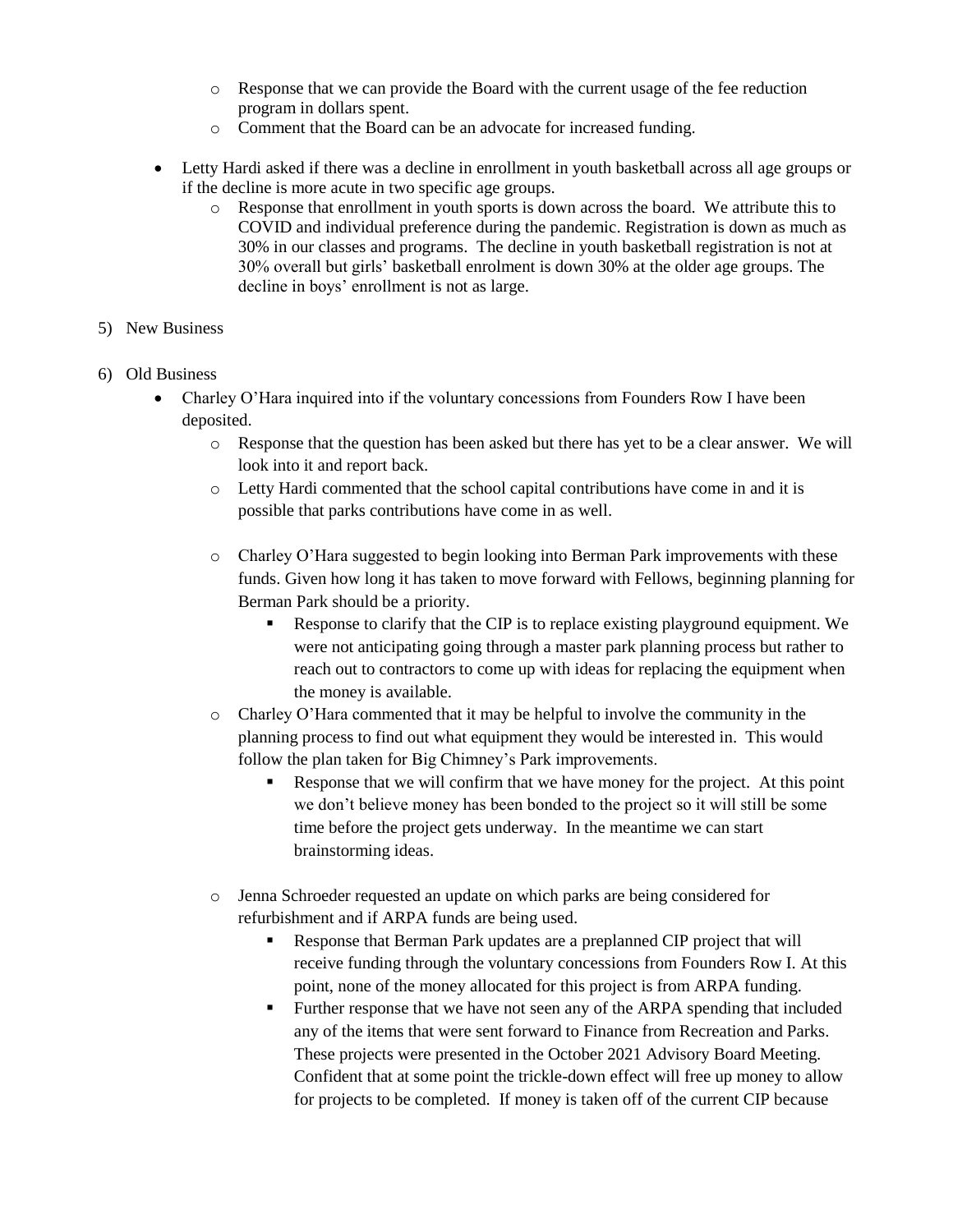- Response that we can provide the Board with the current usage of the fee reduction program in dollars spent.
  - Comment that the Board can be an advocate for increased funding.

- Letty Hardi asked if there was a decline in enrollment in youth basketball across all age groups or if the decline is more acute in two specific age groups.
  - Response that enrollment in youth sports is down across the board. We attribute this to COVID and individual preference during the pandemic. Registration is down as much as 30% in our classes and programs. The decline in youth basketball registration is not at 30% overall but girls' basketball enrolment is down 30% at the older age groups. The decline in boys' enrollment is not as large.

5) New Business

6) Old Business
   - Charley O'Hara inquired into if the voluntary concessions from Founders Row I have been deposited.
     - Response that the question has been asked but there has yet to be a clear answer. We will look into it and report back.
     - Letty Hardi commented that the school capital contributions have come in and it is possible that parks contributions have come in as well.
     - Charley O'Hara suggested to begin looking into Berman Park improvements with these funds. Given how long it has taken to move forward with Fellows, beginning planning for Berman Park should be a priority.
       - Response to clarify that the CIP is to replace existing playground equipment. We were not anticipating going through a master park planning process but rather to reach out to contractors to come up with ideas for replacing the equipment when the money is available.
     - Charley O'Hara commented that it may be helpful to involve the community in the planning process to find out what equipment they would be interested in. This would follow the plan taken for Big Chimney's Park improvements.
       - Response that we will confirm that we have money for the project. At this point we don't believe money has been bonded to the project so it will still be some time before the project gets underway. In the meantime we can start brainstorming ideas.
     - Jenna Schroeder requested an update on which parks are being considered for refurbishment and if ARPA funds are being used.
       - Response that Berman Park updates are a preplanned CIP project that will receive funding through the voluntary concessions from Founders Row I. At this point, none of the money allocated for this project is from ARPA funding.
       - Further response that we have not seen any of the ARPA spending that included any of the items that were sent forward to Finance from Recreation and Parks. These projects were presented in the October 2021 Advisory Board Meeting. Confident that at some point the trickle-down effect will free up money to allow for projects to be completed. If money is taken off of the current CIP because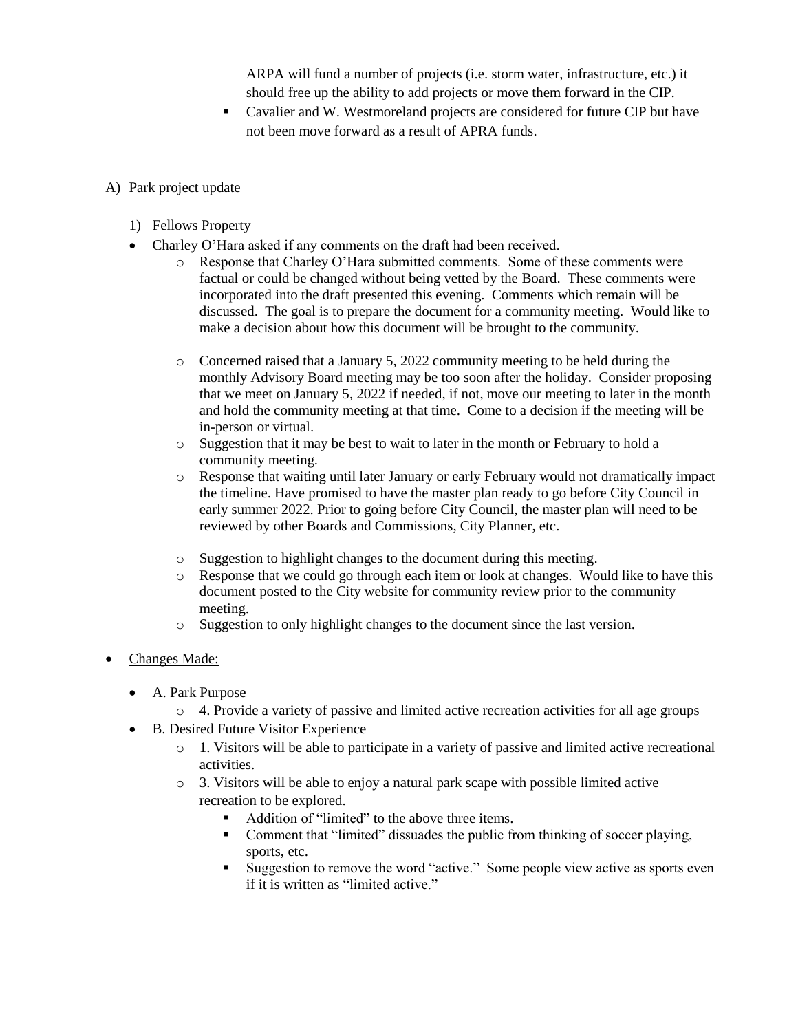ARPA will fund a number of projects (i.e. storm water, infrastructure, etc.) it should free up the ability to add projects or move them forward in the CIP.

  - Cavalier and W. Westmoreland projects are considered for future CIP but have not been move forward as a result of APRA funds.

A) Park project update

1) Fellows Property

- Charley O'Hara asked if any comments on the draft had been received.
  - Response that Charley O'Hara submitted comments. Some of these comments were factual or could be changed without being vetted by the Board. These comments were incorporated into the draft presented this evening. Comments which remain will be discussed. The goal is to prepare the document for a community meeting. Would like to make a decision about how this document will be brought to the community.
  - Concerned raised that a January 5, 2022 community meeting to be held during the monthly Advisory Board meeting may be too soon after the holiday. Consider proposing that we meet on January 5, 2022 if needed, if not, move our meeting to later in the month and hold the community meeting at that time. Come to a decision if the meeting will be in-person or virtual.
  - Suggestion that it may be best to wait to later in the month or February to hold a community meeting.
  - Response that waiting until later January or early February would not dramatically impact the timeline. Have promised to have the master plan ready to go before City Council in early summer 2022. Prior to going before City Council, the master plan will need to be reviewed by other Boards and Commissions, City Planner, etc.
  - Suggestion to highlight changes to the document during this meeting.
  - Response that we could go through each item or look at changes. Would like to have this document posted to the City website for community review prior to the community meeting.
  - Suggestion to only highlight changes to the document since the last version.

- <u>Changes Made:</u>
  - A. Park Purpose
    - 4. Provide a variety of passive and limited active recreation activities for all age groups
  - B. Desired Future Visitor Experience
    - 1. Visitors will be able to participate in a variety of passive and limited active recreational activities.
    - 3. Visitors will be able to enjoy a natural park scape with possible limited active recreation to be explored.
      - Addition of "limited" to the above three items.
      - Comment that "limited" dissuades the public from thinking of soccer playing, sports, etc.
      - Suggestion to remove the word "active." Some people view active as sports even if it is written as "limited active."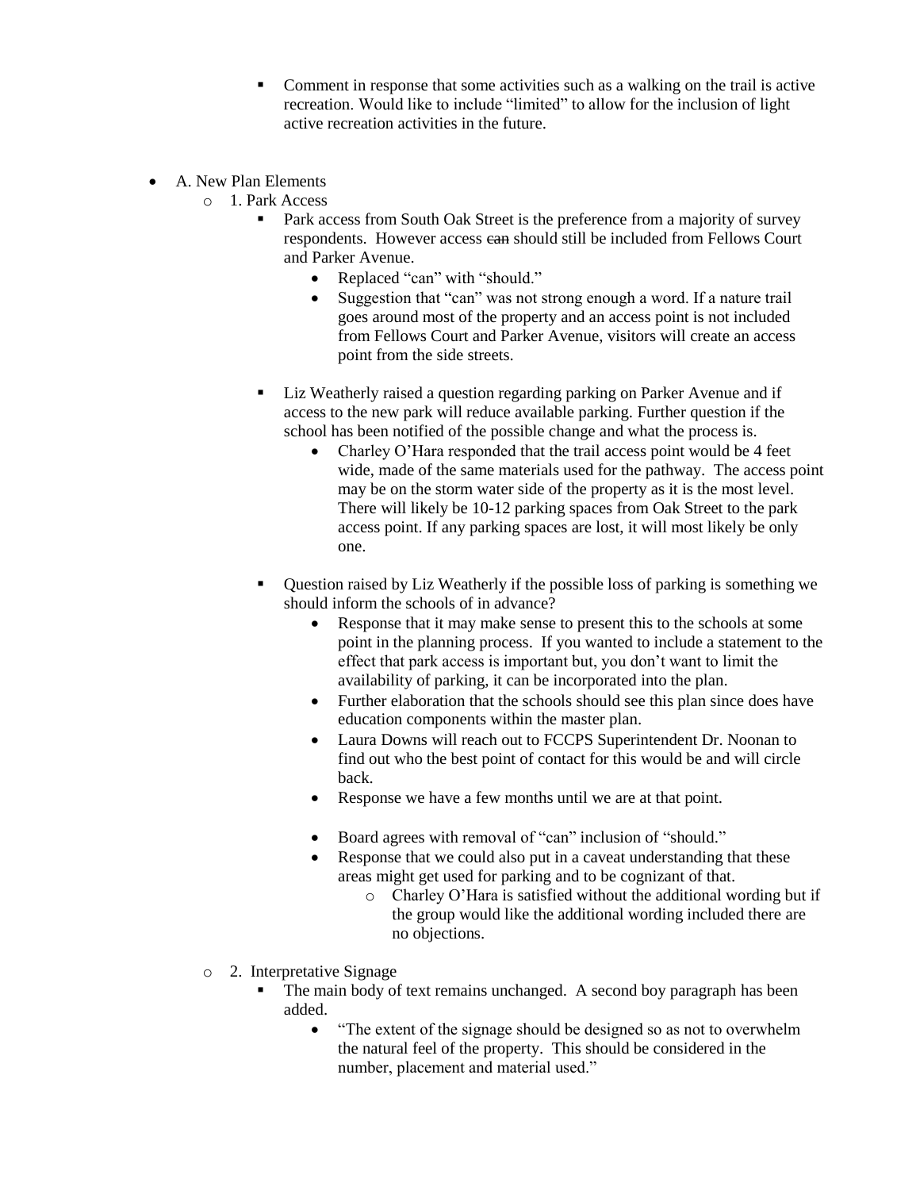- Comment in response that some activities such as a walking on the trail is active recreation. Would like to include "limited" to allow for the inclusion of light active recreation activities in the future.

- A. New Plan Elements
  - 1. Park Access
    - Park access from South Oak Street is the preference from a majority of survey respondents. However access ~~can~~ should still be included from Fellows Court and Parker Avenue.
      - Replaced "can" with "should."
      - Suggestion that "can" was not strong enough a word. If a nature trail goes around most of the property and an access point is not included from Fellows Court and Parker Avenue, visitors will create an access point from the side streets.
    - Liz Weatherly raised a question regarding parking on Parker Avenue and if access to the new park will reduce available parking. Further question if the school has been notified of the possible change and what the process is.
      - Charley O'Hara responded that the trail access point would be 4 feet wide, made of the same materials used for the pathway. The access point may be on the storm water side of the property as it is the most level. There will likely be 10-12 parking spaces from Oak Street to the park access point. If any parking spaces are lost, it will most likely be only one.
    - Question raised by Liz Weatherly if the possible loss of parking is something we should inform the schools of in advance?
      - Response that it may make sense to present this to the schools at some point in the planning process. If you wanted to include a statement to the effect that park access is important but, you don't want to limit the availability of parking, it can be incorporated into the plan.
      - Further elaboration that the schools should see this plan since does have education components within the master plan.
      - Laura Downs will reach out to FCCPS Superintendent Dr. Noonan to find out who the best point of contact for this would be and will circle back.
      - Response we have a few months until we are at that point.
      - Board agrees with removal of "can" inclusion of "should."
      - Response that we could also put in a caveat understanding that these areas might get used for parking and to be cognizant of that.
        - Charley O'Hara is satisfied without the additional wording but if the group would like the additional wording included there are no objections.
  - 2. Interpretative Signage
    - The main body of text remains unchanged. A second boy paragraph has been added.
      - "The extent of the signage should be designed so as not to overwhelm the natural feel of the property. This should be considered in the number, placement and material used."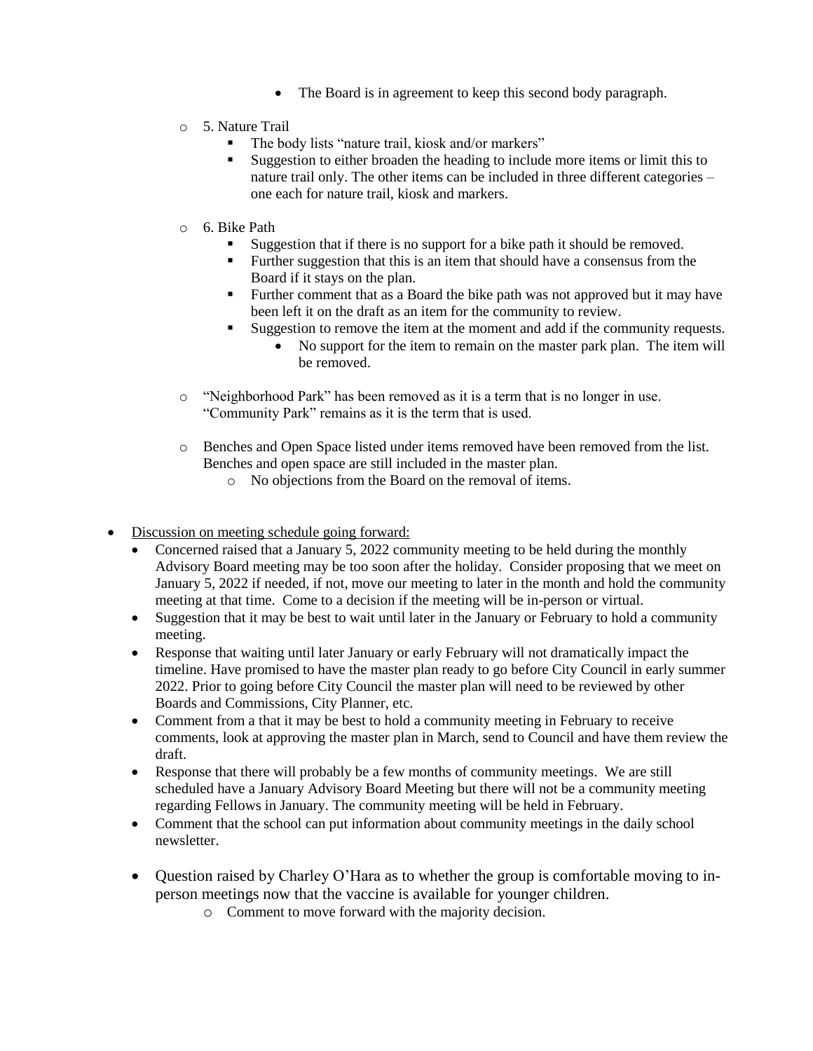- The Board is in agreement to keep this second body paragraph.

  - 5. Nature Trail
    - The body lists "nature trail, kiosk and/or markers"
    - Suggestion to either broaden the heading to include more items or limit this to nature trail only. The other items can be included in three different categories – one each for nature trail, kiosk and markers.

  - 6. Bike Path
    - Suggestion that if there is no support for a bike path it should be removed.
    - Further suggestion that this is an item that should have a consensus from the Board if it stays on the plan.
    - Further comment that as a Board the bike path was not approved but it may have been left it on the draft as an item for the community to review.
    - Suggestion to remove the item at the moment and add if the community requests.
      - No support for the item to remain on the master park plan. The item will be removed.

  - "Neighborhood Park" has been removed as it is a term that is no longer in use. "Community Park" remains as it is the term that is used.

  - Benches and Open Space listed under items removed have been removed from the list. Benches and open space are still included in the master plan.
    - No objections from the Board on the removal of items.

- Discussion on meeting schedule going forward:
  - Concerned raised that a January 5, 2022 community meeting to be held during the monthly Advisory Board meeting may be too soon after the holiday. Consider proposing that we meet on January 5, 2022 if needed, if not, move our meeting to later in the month and hold the community meeting at that time. Come to a decision if the meeting will be in-person or virtual.
  - Suggestion that it may be best to wait until later in the January or February to hold a community meeting.
  - Response that waiting until later January or early February will not dramatically impact the timeline. Have promised to have the master plan ready to go before City Council in early summer 2022. Prior to going before City Council the master plan will need to be reviewed by other Boards and Commissions, City Planner, etc.
  - Comment from a that it may be best to hold a community meeting in February to receive comments, look at approving the master plan in March, send to Council and have them review the draft.
  - Response that there will probably be a few months of community meetings. We are still scheduled have a January Advisory Board Meeting but there will not be a community meeting regarding Fellows in January. The community meeting will be held in February.
  - Comment that the school can put information about community meetings in the daily school newsletter.

  - Question raised by Charley O'Hara as to whether the group is comfortable moving to in-person meetings now that the vaccine is available for younger children.
    - Comment to move forward with the majority decision.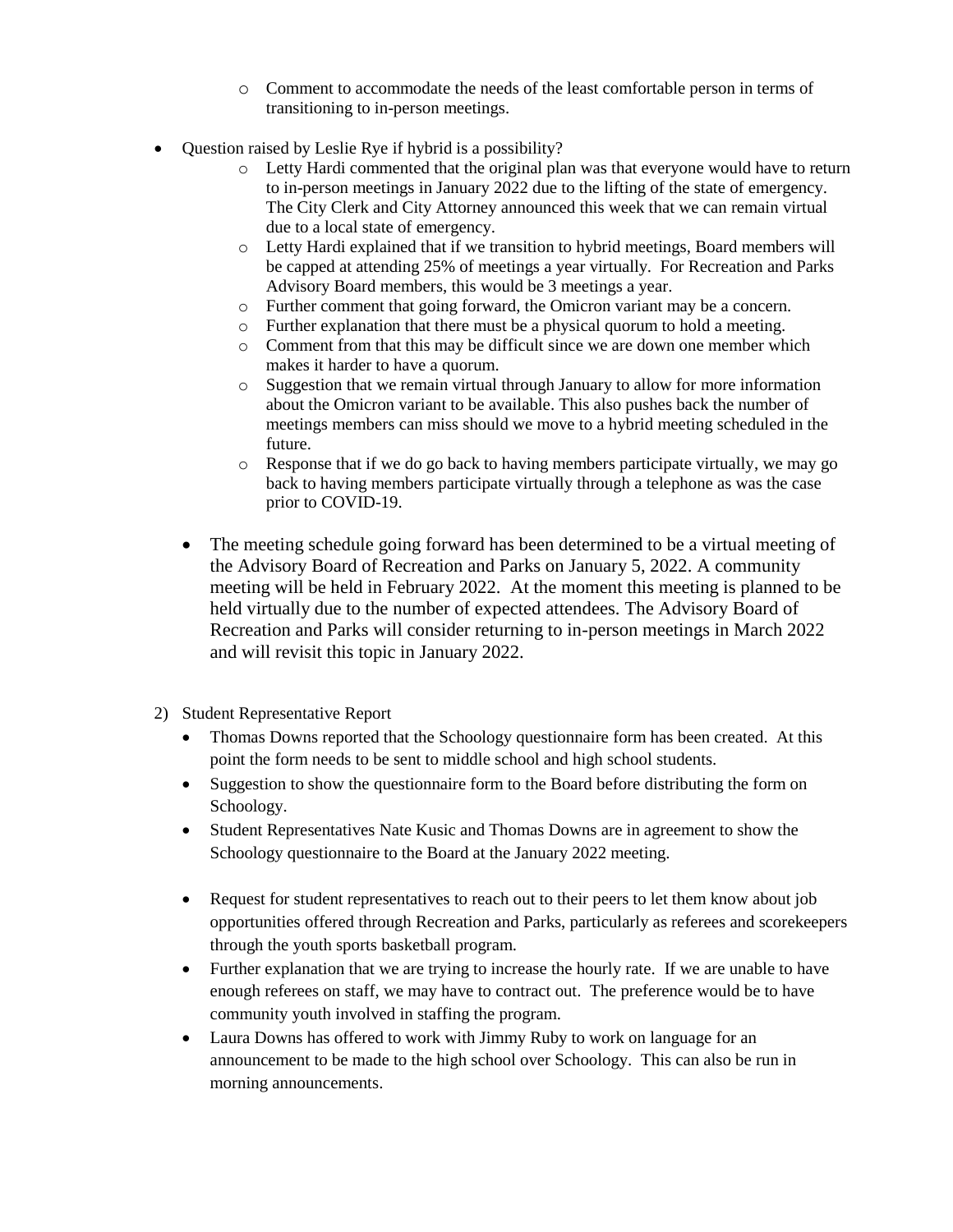- Comment to accommodate the needs of the least comfortable person in terms of transitioning to in-person meetings.

- Question raised by Leslie Rye if hybrid is a possibility?
    - Letty Hardi commented that the original plan was that everyone would have to return to in-person meetings in January 2022 due to the lifting of the state of emergency. The City Clerk and City Attorney announced this week that we can remain virtual due to a local state of emergency.
    - Letty Hardi explained that if we transition to hybrid meetings, Board members will be capped at attending 25% of meetings a year virtually. For Recreation and Parks Advisory Board members, this would be 3 meetings a year.
    - Further comment that going forward, the Omicron variant may be a concern.
    - Further explanation that there must be a physical quorum to hold a meeting.
    - Comment from that this may be difficult since we are down one member which makes it harder to have a quorum.
    - Suggestion that we remain virtual through January to allow for more information about the Omicron variant to be available. This also pushes back the number of meetings members can miss should we move to a hybrid meeting scheduled in the future.
    - Response that if we do go back to having members participate virtually, we may go back to having members participate virtually through a telephone as was the case prior to COVID-19.

  - The meeting schedule going forward has been determined to be a virtual meeting of the Advisory Board of Recreation and Parks on January 5, 2022. A community meeting will be held in February 2022. At the moment this meeting is planned to be held virtually due to the number of expected attendees. The Advisory Board of Recreation and Parks will consider returning to in-person meetings in March 2022 and will revisit this topic in January 2022.

2) Student Representative Report
    - Thomas Downs reported that the Schoology questionnaire form has been created. At this point the form needs to be sent to middle school and high school students.
    - Suggestion to show the questionnaire form to the Board before distributing the form on Schoology.
    - Student Representatives Nate Kusic and Thomas Downs are in agreement to show the Schoology questionnaire to the Board at the January 2022 meeting.
    - Request for student representatives to reach out to their peers to let them know about job opportunities offered through Recreation and Parks, particularly as referees and scorekeepers through the youth sports basketball program.
    - Further explanation that we are trying to increase the hourly rate. If we are unable to have enough referees on staff, we may have to contract out. The preference would be to have community youth involved in staffing the program.
    - Laura Downs has offered to work with Jimmy Ruby to work on language for an announcement to be made to the high school over Schoology. This can also be run in morning announcements.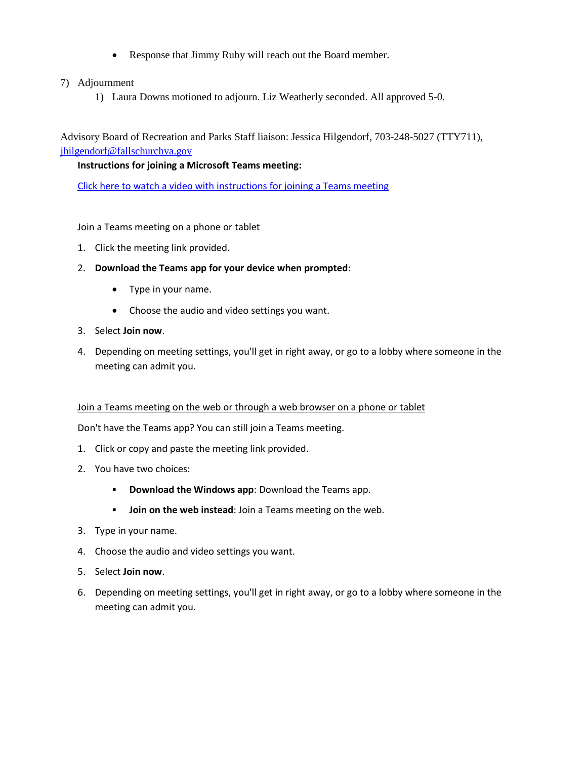- Response that Jimmy Ruby will reach out the Board member.

7) Adjournment
    1) Laura Downs motioned to adjourn. Liz Weatherly seconded. All approved 5-0.

Advisory Board of Recreation and Parks Staff liaison: Jessica Hilgendorf, 703-248-5027 (TTY711), jhilgendorf@fallschurchva.gov

**Instructions for joining a Microsoft Teams meeting:**

Click here to watch a video with instructions for joining a Teams meeting

Join a Teams meeting on a phone or tablet

1. Click the meeting link provided.
2. **Download the Teams app for your device when prompted**:
    - Type in your name.
    - Choose the audio and video settings you want.
3. Select **Join now**.
4. Depending on meeting settings, you'll get in right away, or go to a lobby where someone in the meeting can admit you.

Join a Teams meeting on the web or through a web browser on a phone or tablet

Don't have the Teams app? You can still join a Teams meeting.

1. Click or copy and paste the meeting link provided.
2. You have two choices:
    - **Download the Windows app**: Download the Teams app.
    - **Join on the web instead**: Join a Teams meeting on the web.
3. Type in your name.
4. Choose the audio and video settings you want.
5. Select **Join now**.
6. Depending on meeting settings, you'll get in right away, or go to a lobby where someone in the meeting can admit you.